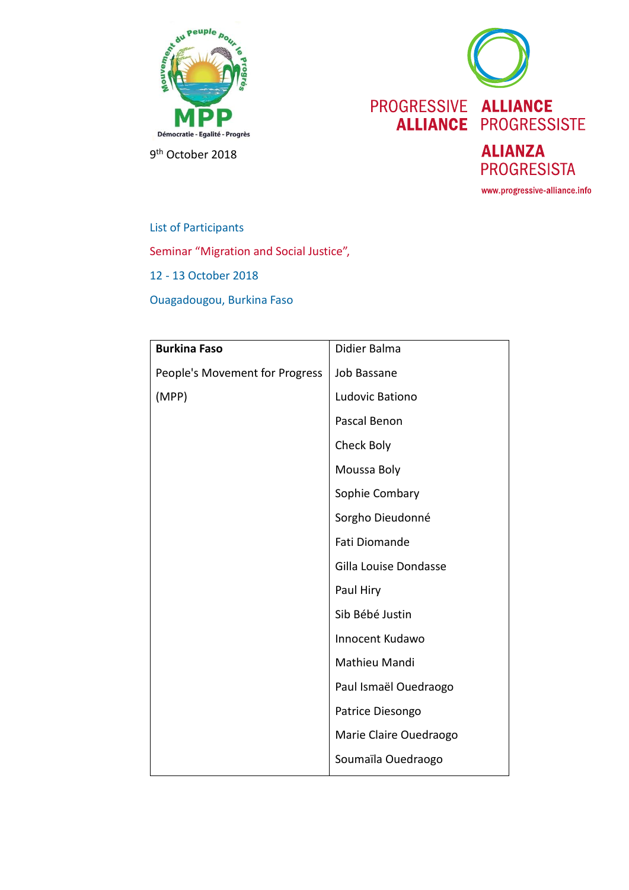MPP
Démocratie - Egalité - Progrès

PROGRESSIVE ALLIANCE
ALLIANCE PROGRESSISTE
ALIANZA PROGRESISTA
www.progressive-alliance.info

9th October 2018

List of Participants

Seminar "Migration and Social Justice",

12 - 13 October 2018

Ouagadougou, Burkina Faso

| **Burkina Faso** | Didier Balma |
|---|---|
| People's Movement for Progress | Job Bassane |
| (MPP) | Ludovic Bationo |
| | Pascal Benon |
| | Check Boly |
| | Moussa Boly |
| | Sophie Combary |
| | Sorgho Dieudonné |
| | Fati Diomande |
| | Gilla Louise Dondasse |
| | Paul Hiry |
| | Sib Bébé Justin |
| | Innocent Kudawo |
| | Mathieu Mandi |
| | Paul Ismaël Ouedraogo |
| | Patrice Diesongo |
| | Marie Claire Ouedraogo |
| | Soumaïla Ouedraogo |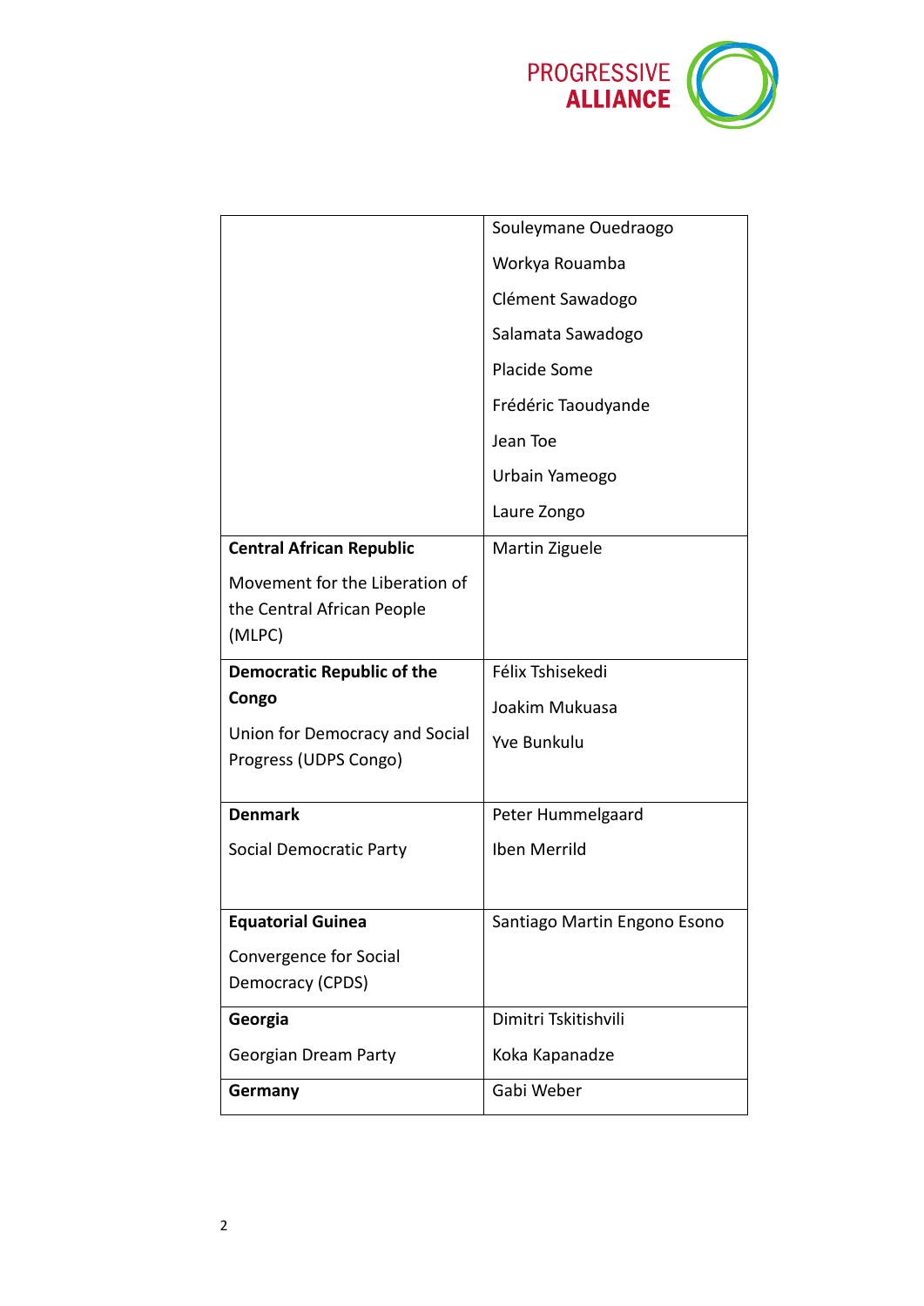| | |
|---|---|
| | Souleymane Ouedraogo<br>Workya Rouamba<br>Clément Sawadogo<br>Salamata Sawadogo<br>Placide Some<br>Frédéric Taoudyande<br>Jean Toe<br>Urbain Yameogo<br>Laure Zongo |
| **Central African Republic**<br>Movement for the Liberation of the Central African People (MLPC) | Martin Ziguele |
| **Democratic Republic of the Congo**<br>Union for Democracy and Social Progress (UDPS Congo) | Félix Tshisekedi<br>Joakim Mukuasa<br>Yve Bunkulu |
| **Denmark**<br>Social Democratic Party | Peter Hummelgaard<br>Iben Merrild |
| **Equatorial Guinea**<br>Convergence for Social Democracy (CPDS) | Santiago Martin Engono Esono |
| **Georgia**<br>Georgian Dream Party | Dimitri Tskitishvili<br>Koka Kapanadze |
| **Germany** | Gabi Weber |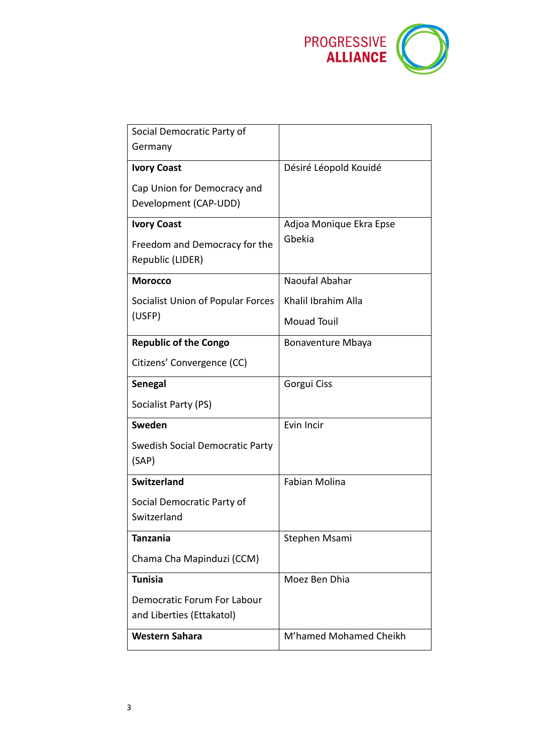| | |
|---|---|
| Social Democratic Party of Germany | |
| **Ivory Coast**<br><br>Cap Union for Democracy and Development (CAP-UDD) | Désiré Léopold Kouidé |
| **Ivory Coast**<br><br>Freedom and Democracy for the Republic (LIDER) | Adjoa Monique Ekra Epse Gbekia |
| **Morocco**<br><br>Socialist Union of Popular Forces (USFP) | Naoufal Abahar<br><br>Khalil Ibrahim Alla<br><br>Mouad Touil |
| **Republic of the Congo**<br><br>Citizens' Convergence (CC) | Bonaventure Mbaya |
| **Senegal**<br><br>Socialist Party (PS) | Gorgui Ciss |
| **Sweden**<br><br>Swedish Social Democratic Party (SAP) | Evin Incir |
| **Switzerland**<br><br>Social Democratic Party of Switzerland | Fabian Molina |
| **Tanzania**<br><br>Chama Cha Mapinduzi (CCM) | Stephen Msami |
| **Tunisia**<br><br>Democratic Forum For Labour and Liberties (Ettakatol) | Moez Ben Dhia |
| **Western Sahara** | M'hamed Mohamed Cheikh |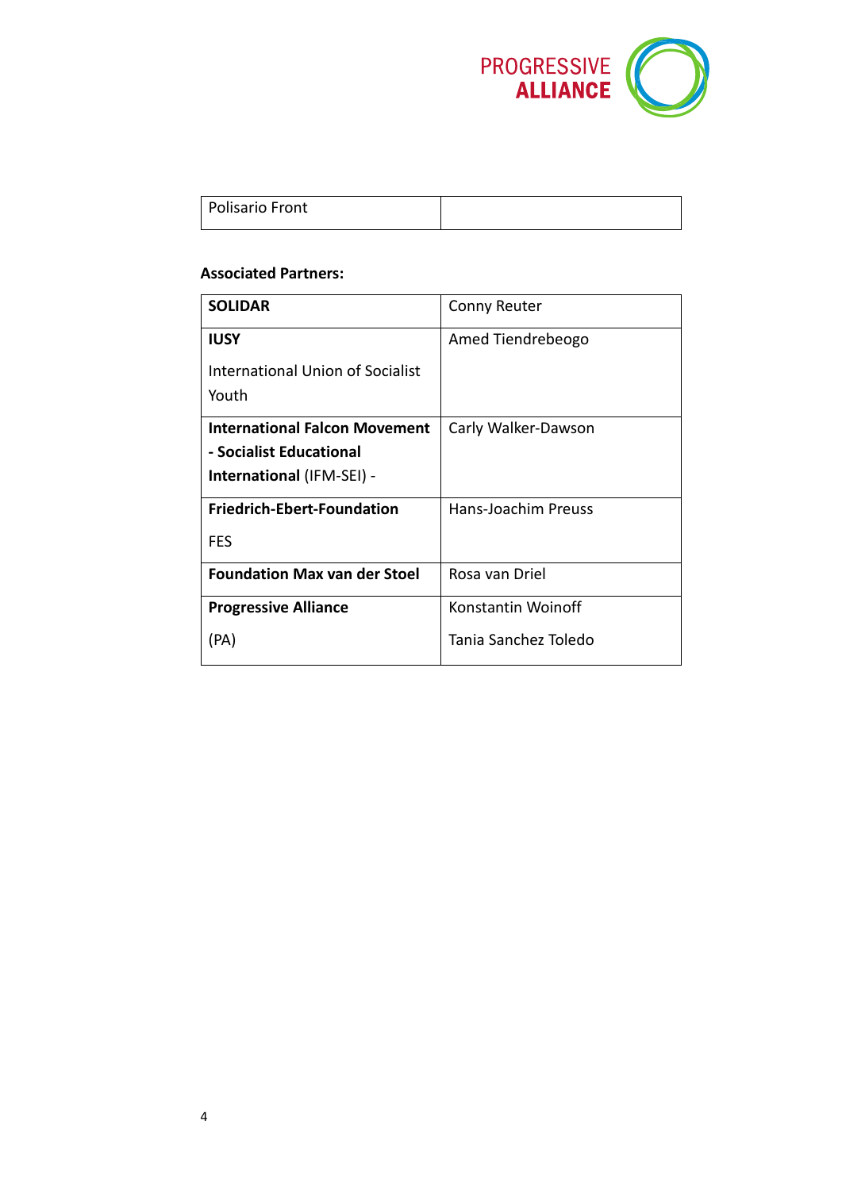| | |
|---|---|
| Polisario Front | |

**Associated Partners:**

| | |
|---|---|
| **SOLIDAR** | Conny Reuter |
| **IUSY** International Union of Socialist Youth | Amed Tiendrebeogo |
| **International Falcon Movement - Socialist Educational International** (IFM-SEI) - | Carly Walker-Dawson |
| **Friedrich-Ebert-Foundation** FES | Hans-Joachim Preuss |
| **Foundation Max van der Stoel** | Rosa van Driel |
| **Progressive Alliance** (PA) | Konstantin Woinoff Tania Sanchez Toledo |